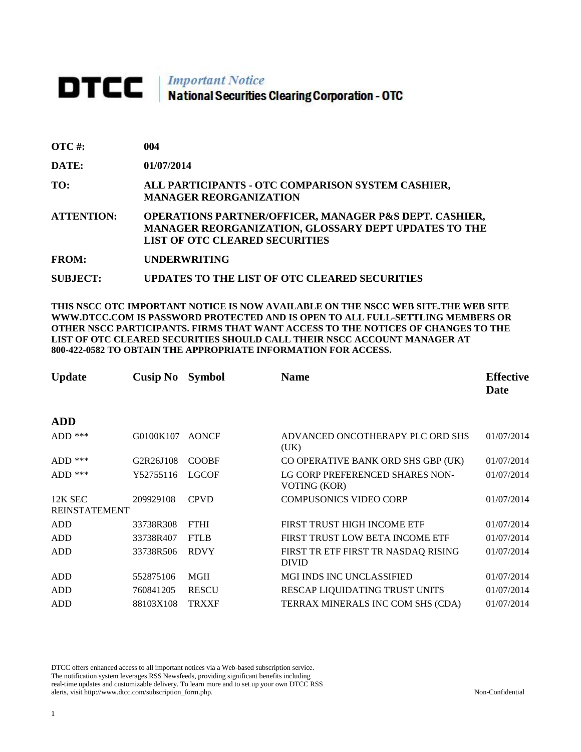# DTCC | *Important Notice* National Securities Clearing Corporation - OTC

**OTC #:** 004

**DATE:** 01/07/2014

**TO:** ALL PARTICIPANTS - OTC COMPARISON SYSTEM CASHIER, MANAGER REORGANIZATION

**ATTENTION:** OPERATIONS PARTNER/OFFICER, MANAGER P&S DEPT. CASHIER, MANAGER REORGANIZATION, GLOSSARY DEPT UPDATES TO THE LIST OF OTC CLEARED SECURITIES

**FROM:** UNDERWRITING

**SUBJECT:** UPDATES TO THE LIST OF OTC CLEARED SECURITIES

**THIS NSCC OTC IMPORTANT NOTICE IS NOW AVAILABLE ON THE NSCC WEB SITE.THE WEB SITE WWW.DTCC.COM IS PASSWORD PROTECTED AND IS OPEN TO ALL FULL-SETTLING MEMBERS OR OTHER NSCC PARTICIPANTS. FIRMS THAT WANT ACCESS TO THE NOTICES OF CHANGES TO THE LIST OF OTC CLEARED SECURITIES SHOULD CALL THEIR NSCC ACCOUNT MANAGER AT 800-422-0582 TO OBTAIN THE APPROPRIATE INFORMATION FOR ACCESS.**

| Update | Cusip No | Symbol | Name | Effective Date |
|---|---|---|---|---|
| **ADD** | | | | |
| ADD *** | G0100K107 | AONCF | ADVANCED ONCOTHERAPY PLC ORD SHS (UK) | 01/07/2014 |
| ADD *** | G2R26J108 | COOBF | CO OPERATIVE BANK ORD SHS GBP (UK) | 01/07/2014 |
| ADD *** | Y52755116 | LGCOF | LG CORP PREFERENCED SHARES NON-VOTING (KOR) | 01/07/2014 |
| 12K SEC REINSTATEMENT | 209929108 | CPVD | COMPUSONICS VIDEO CORP | 01/07/2014 |
| ADD | 33738R308 | FTHI | FIRST TRUST HIGH INCOME ETF | 01/07/2014 |
| ADD | 33738R407 | FTLB | FIRST TRUST LOW BETA INCOME ETF | 01/07/2014 |
| ADD | 33738R506 | RDVY | FIRST TR ETF FIRST TR NASDAQ RISING DIVID | 01/07/2014 |
| ADD | 552875106 | MGII | MGI INDS INC UNCLASSIFIED | 01/07/2014 |
| ADD | 760841205 | RESCU | RESCAP LIQUIDATING TRUST UNITS | 01/07/2014 |
| ADD | 88103X108 | TRXXF | TERRAX MINERALS INC COM SHS (CDA) | 01/07/2014 |

DTCC offers enhanced access to all important notices via a Web-based subscription service. The notification system leverages RSS Newsfeeds, providing significant benefits including real-time updates and customizable delivery. To learn more and to set up your own DTCC RSS alerts, visit http://www.dtcc.com/subscription_form.php.

Non-Confidential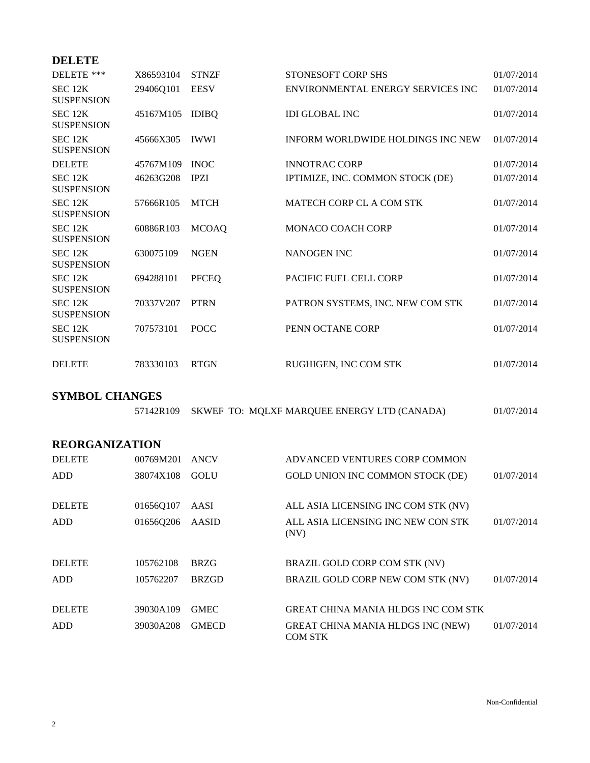## DELETE

| | | | | |
|---|---|---|---|---|
| DELETE *** | X86593104 | STNZF | STONESOFT CORP SHS | 01/07/2014 |
| SEC 12K SUSPENSION | 29406Q101 | EESV | ENVIRONMENTAL ENERGY SERVICES INC | 01/07/2014 |
| SEC 12K SUSPENSION | 45167M105 | IDIBQ | IDI GLOBAL INC | 01/07/2014 |
| SEC 12K SUSPENSION | 45666X305 | IWWI | INFORM WORLDWIDE HOLDINGS INC NEW | 01/07/2014 |
| DELETE | 45767M109 | INOC | INNOTRAC CORP | 01/07/2014 |
| SEC 12K SUSPENSION | 46263G208 | IPZI | IPTIMIZE, INC. COMMON STOCK (DE) | 01/07/2014 |
| SEC 12K SUSPENSION | 57666R105 | MTCH | MATECH CORP CL A COM STK | 01/07/2014 |
| SEC 12K SUSPENSION | 60886R103 | MCOAQ | MONACO COACH CORP | 01/07/2014 |
| SEC 12K SUSPENSION | 630075109 | NGEN | NANOGEN INC | 01/07/2014 |
| SEC 12K SUSPENSION | 694288101 | PFCEQ | PACIFIC FUEL CELL CORP | 01/07/2014 |
| SEC 12K SUSPENSION | 70337V207 | PTRN | PATRON SYSTEMS, INC. NEW COM STK | 01/07/2014 |
| SEC 12K SUSPENSION | 707573101 | POCC | PENN OCTANE CORP | 01/07/2014 |
| DELETE | 783330103 | RTGN | RUGHIGEN, INC COM STK | 01/07/2014 |

## SYMBOL CHANGES

| | | |
|---|---|---|
| 57142R109 | SKWEF TO: MQLXF MARQUEE ENERGY LTD (CANADA) | 01/07/2014 |

## REORGANIZATION

| | | | | |
|---|---|---|---|---|
| DELETE | 00769M201 | ANCV | ADVANCED VENTURES CORP COMMON | |
| ADD | 38074X108 | GOLU | GOLD UNION INC COMMON STOCK (DE) | 01/07/2014 |
| DELETE | 01656Q107 | AASI | ALL ASIA LICENSING INC COM STK (NV) | |
| ADD | 01656Q206 | AASID | ALL ASIA LICENSING INC NEW CON STK (NV) | 01/07/2014 |
| DELETE | 105762108 | BRZG | BRAZIL GOLD CORP COM STK (NV) | |
| ADD | 105762207 | BRZGD | BRAZIL GOLD CORP NEW COM STK (NV) | 01/07/2014 |
| DELETE | 39030A109 | GMEC | GREAT CHINA MANIA HLDGS INC COM STK | |
| ADD | 39030A208 | GMECD | GREAT CHINA MANIA HLDGS INC (NEW) COM STK | 01/07/2014 |

Non-Confidential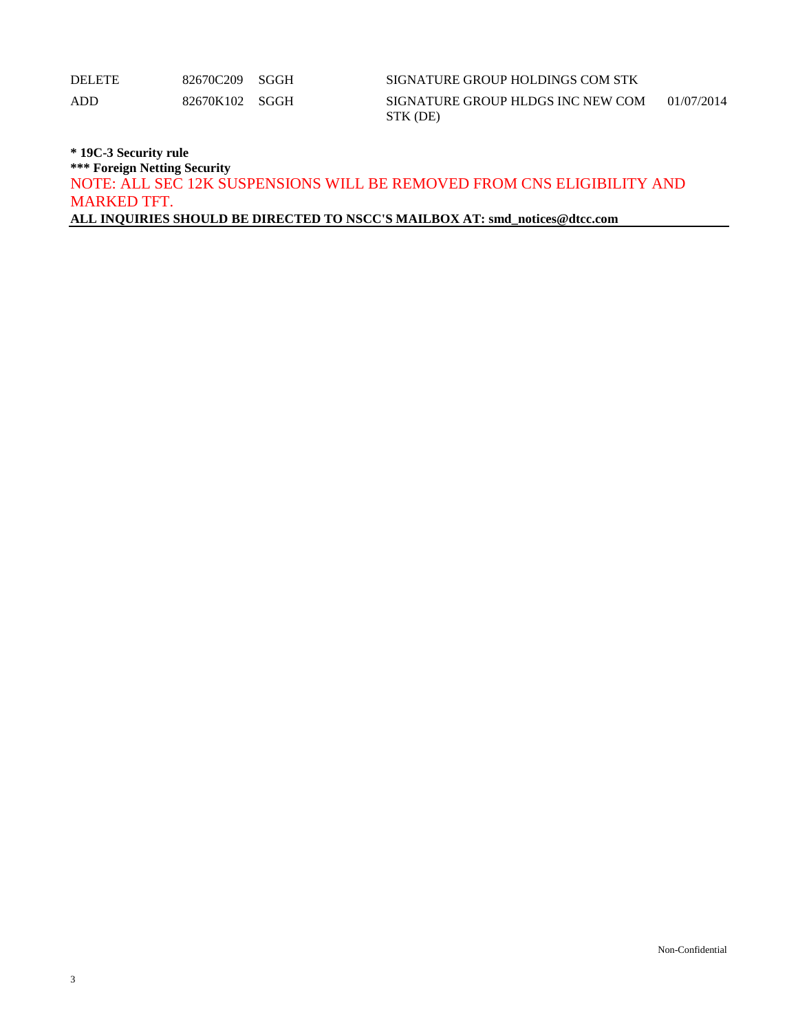| | | | | |
|---|---|---|---|---|
| DELETE | 82670C209 | SGGH | SIGNATURE GROUP HOLDINGS COM STK | |
| ADD | 82670K102 | SGGH | SIGNATURE GROUP HLDGS INC NEW COM STK (DE) | 01/07/2014 |

**\* 19C-3 Security rule**

**\*\*\* Foreign Netting Security**

NOTE: ALL SEC 12K SUSPENSIONS WILL BE REMOVED FROM CNS ELIGIBILITY AND MARKED TFT.

**ALL INQUIRIES SHOULD BE DIRECTED TO NSCC'S MAILBOX AT: smd_notices@dtcc.com**

Non-Confidential